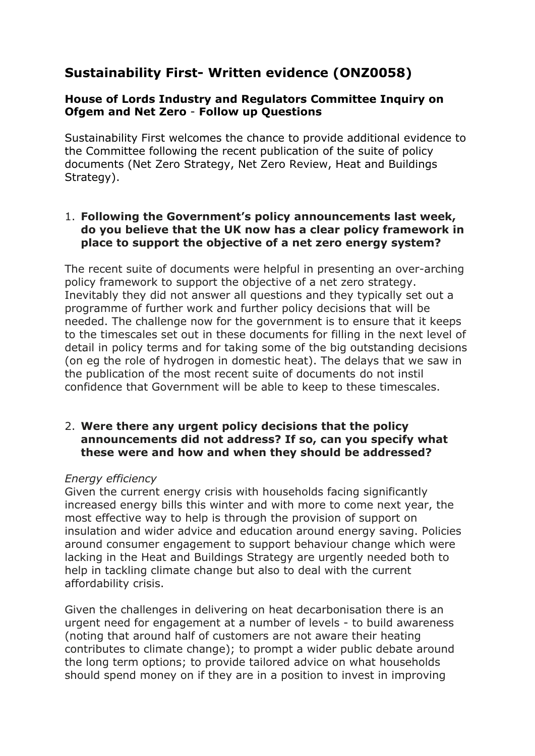# Sustainability First- Written evidence (ONZ0058)

### House of Lords Industry and Regulators Committee Inquiry on Ofgem and Net Zero - Follow up Questions

Sustainability First welcomes the chance to provide additional evidence to the Committee following the recent publication of the suite of policy documents (Net Zero Strategy, Net Zero Review, Heat and Buildings Strategy).

1. **Following the Government's policy announcements last week, do you believe that the UK now has a clear policy framework in place to support the objective of a net zero energy system?**

The recent suite of documents were helpful in presenting an over-arching policy framework to support the objective of a net zero strategy. Inevitably they did not answer all questions and they typically set out a programme of further work and further policy decisions that will be needed. The challenge now for the government is to ensure that it keeps to the timescales set out in these documents for filling in the next level of detail in policy terms and for taking some of the big outstanding decisions (on eg the role of hydrogen in domestic heat). The delays that we saw in the publication of the most recent suite of documents do not instil confidence that Government will be able to keep to these timescales.

2. **Were there any urgent policy decisions that the policy announcements did not address? If so, can you specify what these were and how and when they should be addressed?**

*Energy efficiency*

Given the current energy crisis with households facing significantly increased energy bills this winter and with more to come next year, the most effective way to help is through the provision of support on insulation and wider advice and education around energy saving. Policies around consumer engagement to support behaviour change which were lacking in the Heat and Buildings Strategy are urgently needed both to help in tackling climate change but also to deal with the current affordability crisis.

Given the challenges in delivering on heat decarbonisation there is an urgent need for engagement at a number of levels - to build awareness (noting that around half of customers are not aware their heating contributes to climate change); to prompt a wider public debate around the long term options; to provide tailored advice on what households should spend money on if they are in a position to invest in improving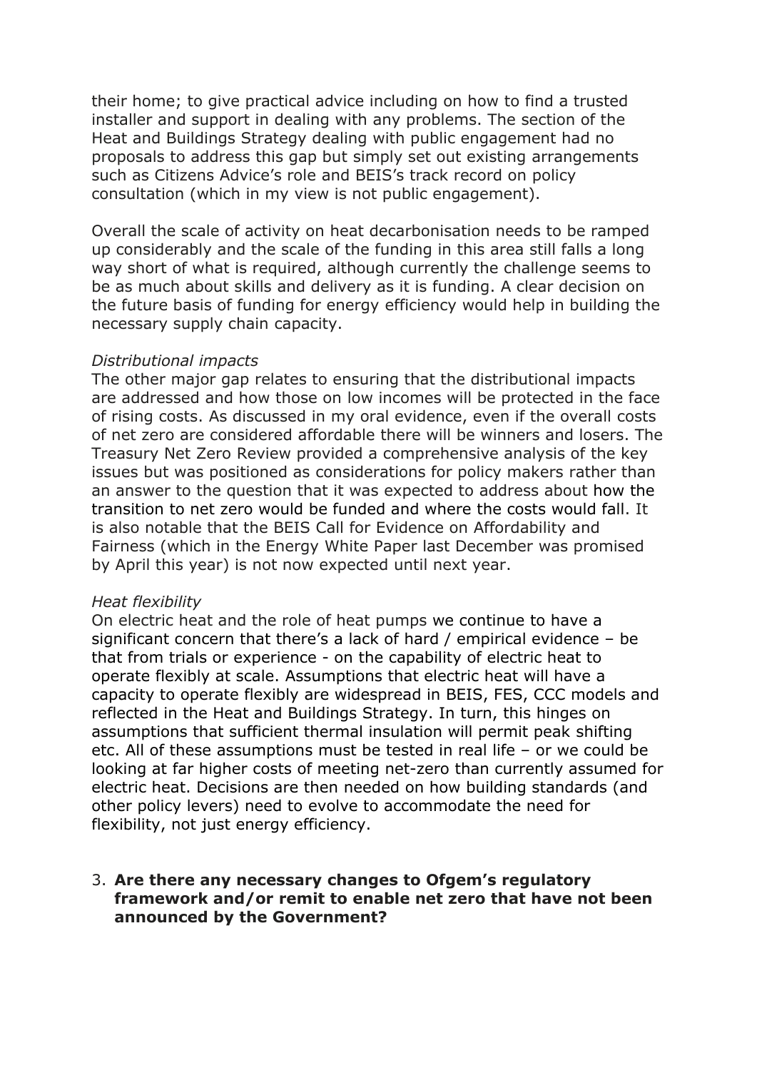their home; to give practical advice including on how to find a trusted installer and support in dealing with any problems. The section of the Heat and Buildings Strategy dealing with public engagement had no proposals to address this gap but simply set out existing arrangements such as Citizens Advice's role and BEIS's track record on policy consultation (which in my view is not public engagement).

Overall the scale of activity on heat decarbonisation needs to be ramped up considerably and the scale of the funding in this area still falls a long way short of what is required, although currently the challenge seems to be as much about skills and delivery as it is funding. A clear decision on the future basis of funding for energy efficiency would help in building the necessary supply chain capacity.

*Distributional impacts*

The other major gap relates to ensuring that the distributional impacts are addressed and how those on low incomes will be protected in the face of rising costs. As discussed in my oral evidence, even if the overall costs of net zero are considered affordable there will be winners and losers. The Treasury Net Zero Review provided a comprehensive analysis of the key issues but was positioned as considerations for policy makers rather than an answer to the question that it was expected to address about how the transition to net zero would be funded and where the costs would fall. It is also notable that the BEIS Call for Evidence on Affordability and Fairness (which in the Energy White Paper last December was promised by April this year) is not now expected until next year.

*Heat flexibility*

On electric heat and the role of heat pumps we continue to have a significant concern that there's a lack of hard / empirical evidence – be that from trials or experience - on the capability of electric heat to operate flexibly at scale. Assumptions that electric heat will have a capacity to operate flexibly are widespread in BEIS, FES, CCC models and reflected in the Heat and Buildings Strategy. In turn, this hinges on assumptions that sufficient thermal insulation will permit peak shifting etc. All of these assumptions must be tested in real life – or we could be looking at far higher costs of meeting net-zero than currently assumed for electric heat. Decisions are then needed on how building standards (and other policy levers) need to evolve to accommodate the need for flexibility, not just energy efficiency.

3. **Are there any necessary changes to Ofgem's regulatory framework and/or remit to enable net zero that have not been announced by the Government?**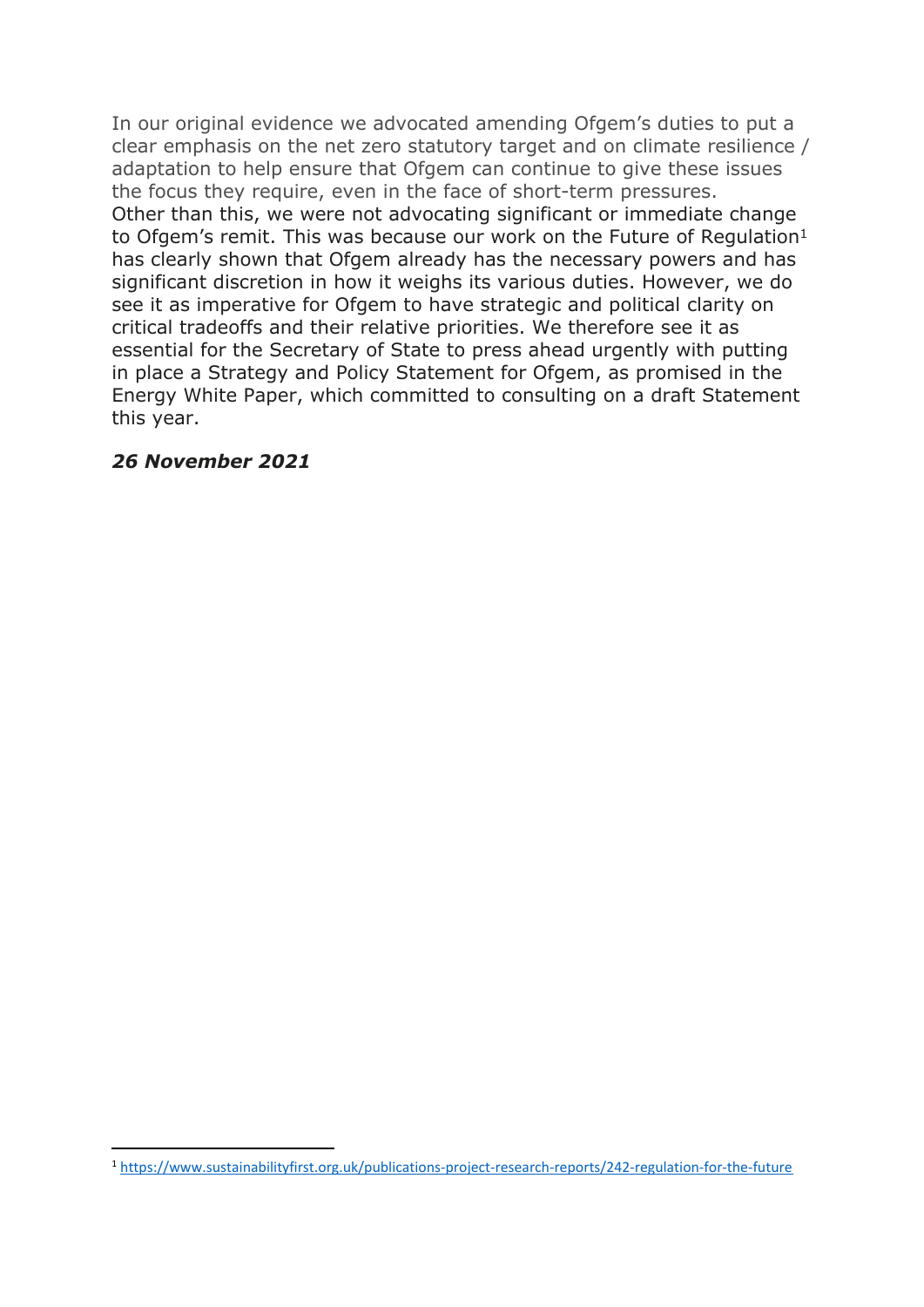In our original evidence we advocated amending Ofgem's duties to put a clear emphasis on the net zero statutory target and on climate resilience / adaptation to help ensure that Ofgem can continue to give these issues the focus they require, even in the face of short-term pressures.

Other than this, we were not advocating significant or immediate change to Ofgem's remit. This was because our work on the Future of Regulation[1] has clearly shown that Ofgem already has the necessary powers and has significant discretion in how it weighs its various duties. However, we do see it as imperative for Ofgem to have strategic and political clarity on critical tradeoffs and their relative priorities. We therefore see it as essential for the Secretary of State to press ahead urgently with putting in place a Strategy and Policy Statement for Ofgem, as promised in the Energy White Paper, which committed to consulting on a draft Statement this year.

***26 November 2021***

---

[1] https://www.sustainabilityfirst.org.uk/publications-project-research-reports/242-regulation-for-the-future